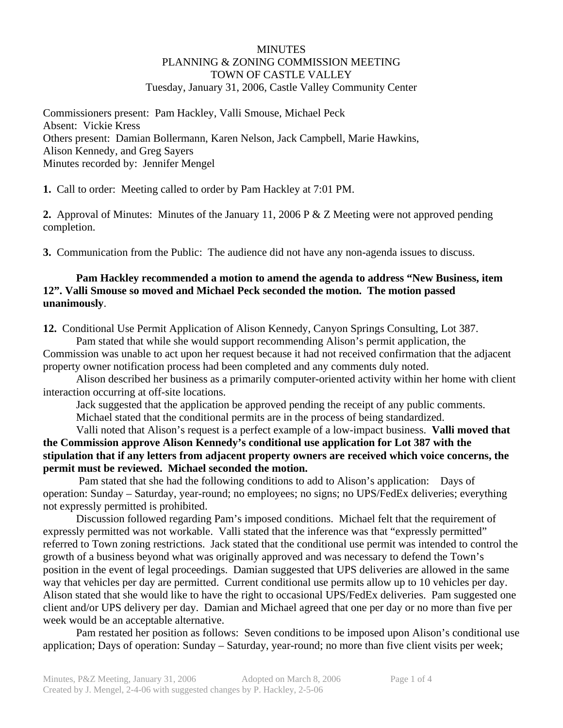MINUTES
PLANNING & ZONING COMMISSION MEETING
TOWN OF CASTLE VALLEY
Tuesday, January 31, 2006, Castle Valley Community Center

Commissioners present: Pam Hackley, Valli Smouse, Michael Peck
Absent: Vickie Kress
Others present: Damian Bollermann, Karen Nelson, Jack Campbell, Marie Hawkins, Alison Kennedy, and Greg Sayers
Minutes recorded by: Jennifer Mengel

**1.** Call to order: Meeting called to order by Pam Hackley at 7:01 PM.

**2.** Approval of Minutes: Minutes of the January 11, 2006 P & Z Meeting were not approved pending completion.

**3.** Communication from the Public: The audience did not have any non-agenda issues to discuss.

**Pam Hackley recommended a motion to amend the agenda to address "New Business, item 12". Valli Smouse so moved and Michael Peck seconded the motion. The motion passed unanimously**.

**12.** Conditional Use Permit Application of Alison Kennedy, Canyon Springs Consulting, Lot 387.

Pam stated that while she would support recommending Alison's permit application, the Commission was unable to act upon her request because it had not received confirmation that the adjacent property owner notification process had been completed and any comments duly noted.

Alison described her business as a primarily computer-oriented activity within her home with client interaction occurring at off-site locations.

Jack suggested that the application be approved pending the receipt of any public comments.

Michael stated that the conditional permits are in the process of being standardized.

Valli noted that Alison's request is a perfect example of a low-impact business. **Valli moved that the Commission approve Alison Kennedy's conditional use application for Lot 387 with the stipulation that if any letters from adjacent property owners are received which voice concerns, the permit must be reviewed. Michael seconded the motion.**

Pam stated that she had the following conditions to add to Alison's application: Days of operation: Sunday – Saturday, year-round; no employees; no signs; no UPS/FedEx deliveries; everything not expressly permitted is prohibited.

Discussion followed regarding Pam's imposed conditions. Michael felt that the requirement of expressly permitted was not workable. Valli stated that the inference was that "expressly permitted" referred to Town zoning restrictions. Jack stated that the conditional use permit was intended to control the growth of a business beyond what was originally approved and was necessary to defend the Town's position in the event of legal proceedings. Damian suggested that UPS deliveries are allowed in the same way that vehicles per day are permitted. Current conditional use permits allow up to 10 vehicles per day. Alison stated that she would like to have the right to occasional UPS/FedEx deliveries. Pam suggested one client and/or UPS delivery per day. Damian and Michael agreed that one per day or no more than five per week would be an acceptable alternative.

Pam restated her position as follows: Seven conditions to be imposed upon Alison's conditional use application; Days of operation: Sunday – Saturday, year-round; no more than five client visits per week;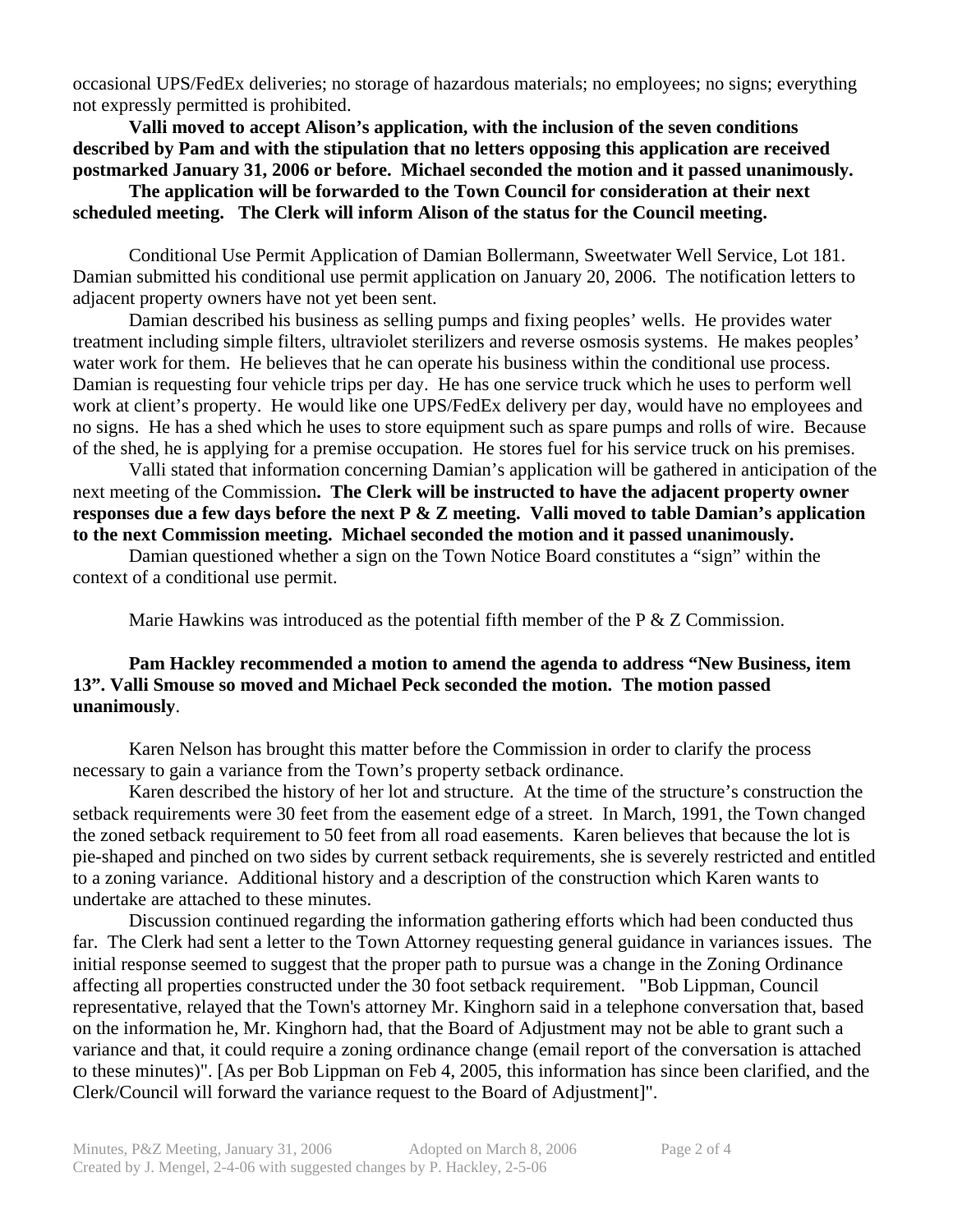occasional UPS/FedEx deliveries; no storage of hazardous materials; no employees; no signs; everything not expressly permitted is prohibited.

**Valli moved to accept Alison's application, with the inclusion of the seven conditions described by Pam and with the stipulation that no letters opposing this application are received postmarked January 31, 2006 or before. Michael seconded the motion and it passed unanimously.**

**The application will be forwarded to the Town Council for consideration at their next scheduled meeting. The Clerk will inform Alison of the status for the Council meeting.**

Conditional Use Permit Application of Damian Bollermann, Sweetwater Well Service, Lot 181. Damian submitted his conditional use permit application on January 20, 2006. The notification letters to adjacent property owners have not yet been sent.

Damian described his business as selling pumps and fixing peoples' wells. He provides water treatment including simple filters, ultraviolet sterilizers and reverse osmosis systems. He makes peoples' water work for them. He believes that he can operate his business within the conditional use process. Damian is requesting four vehicle trips per day. He has one service truck which he uses to perform well work at client's property. He would like one UPS/FedEx delivery per day, would have no employees and no signs. He has a shed which he uses to store equipment such as spare pumps and rolls of wire. Because of the shed, he is applying for a premise occupation. He stores fuel for his service truck on his premises.

Valli stated that information concerning Damian's application will be gathered in anticipation of the next meeting of the Commission**. The Clerk will be instructed to have the adjacent property owner responses due a few days before the next P & Z meeting. Valli moved to table Damian's application to the next Commission meeting. Michael seconded the motion and it passed unanimously.**

Damian questioned whether a sign on the Town Notice Board constitutes a "sign" within the context of a conditional use permit.

Marie Hawkins was introduced as the potential fifth member of the P & Z Commission.

**Pam Hackley recommended a motion to amend the agenda to address "New Business, item 13". Valli Smouse so moved and Michael Peck seconded the motion. The motion passed unanimously**.

Karen Nelson has brought this matter before the Commission in order to clarify the process necessary to gain a variance from the Town's property setback ordinance.

Karen described the history of her lot and structure. At the time of the structure's construction the setback requirements were 30 feet from the easement edge of a street. In March, 1991, the Town changed the zoned setback requirement to 50 feet from all road easements. Karen believes that because the lot is pie-shaped and pinched on two sides by current setback requirements, she is severely restricted and entitled to a zoning variance. Additional history and a description of the construction which Karen wants to undertake are attached to these minutes.

Discussion continued regarding the information gathering efforts which had been conducted thus far. The Clerk had sent a letter to the Town Attorney requesting general guidance in variances issues. The initial response seemed to suggest that the proper path to pursue was a change in the Zoning Ordinance affecting all properties constructed under the 30 foot setback requirement. "Bob Lippman, Council representative, relayed that the Town's attorney Mr. Kinghorn said in a telephone conversation that, based on the information he, Mr. Kinghorn had, that the Board of Adjustment may not be able to grant such a variance and that, it could require a zoning ordinance change (email report of the conversation is attached to these minutes)". [As per Bob Lippman on Feb 4, 2005, this information has since been clarified, and the Clerk/Council will forward the variance request to the Board of Adjustment]".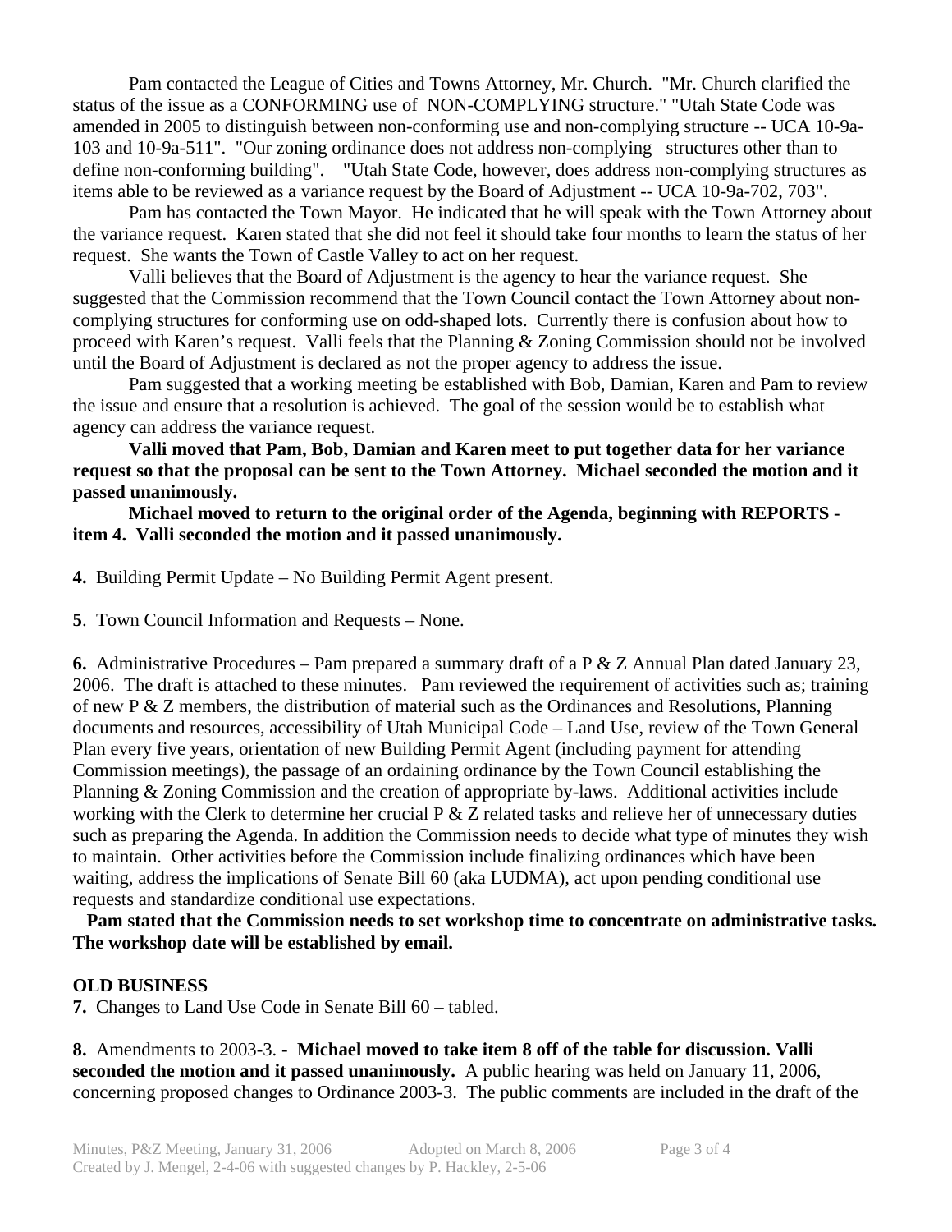Pam contacted the League of Cities and Towns Attorney, Mr. Church. "Mr. Church clarified the status of the issue as a CONFORMING use of NON-COMPLYING structure." "Utah State Code was amended in 2005 to distinguish between non-conforming use and non-complying structure -- UCA 10-9a-103 and 10-9a-511". "Our zoning ordinance does not address non-complying structures other than to define non-conforming building". "Utah State Code, however, does address non-complying structures as items able to be reviewed as a variance request by the Board of Adjustment -- UCA 10-9a-702, 703".

Pam has contacted the Town Mayor. He indicated that he will speak with the Town Attorney about the variance request. Karen stated that she did not feel it should take four months to learn the status of her request. She wants the Town of Castle Valley to act on her request.

Valli believes that the Board of Adjustment is the agency to hear the variance request. She suggested that the Commission recommend that the Town Council contact the Town Attorney about non-complying structures for conforming use on odd-shaped lots. Currently there is confusion about how to proceed with Karen's request. Valli feels that the Planning & Zoning Commission should not be involved until the Board of Adjustment is declared as not the proper agency to address the issue.

Pam suggested that a working meeting be established with Bob, Damian, Karen and Pam to review the issue and ensure that a resolution is achieved. The goal of the session would be to establish what agency can address the variance request.

**Valli moved that Pam, Bob, Damian and Karen meet to put together data for her variance request so that the proposal can be sent to the Town Attorney. Michael seconded the motion and it passed unanimously.**

**Michael moved to return to the original order of the Agenda, beginning with REPORTS - item 4. Valli seconded the motion and it passed unanimously.**

**4.** Building Permit Update – No Building Permit Agent present.

**5**. Town Council Information and Requests – None.

**6.** Administrative Procedures – Pam prepared a summary draft of a P & Z Annual Plan dated January 23, 2006. The draft is attached to these minutes. Pam reviewed the requirement of activities such as; training of new P & Z members, the distribution of material such as the Ordinances and Resolutions, Planning documents and resources, accessibility of Utah Municipal Code – Land Use, review of the Town General Plan every five years, orientation of new Building Permit Agent (including payment for attending Commission meetings), the passage of an ordaining ordinance by the Town Council establishing the Planning & Zoning Commission and the creation of appropriate by-laws. Additional activities include working with the Clerk to determine her crucial P & Z related tasks and relieve her of unnecessary duties such as preparing the Agenda. In addition the Commission include needs to decide what type of minutes they wish to maintain. Other activities before the Commission include finalizing ordinances which have been waiting, address the implications of Senate Bill 60 (aka LUDMA), act upon pending conditional use requests and standardize conditional use expectations.

**Pam stated that the Commission needs to set workshop time to concentrate on administrative tasks. The workshop date will be established by email.**

**OLD BUSINESS**

**7.** Changes to Land Use Code in Senate Bill 60 – tabled.

**8.** Amendments to 2003-3. - **Michael moved to take item 8 off of the table for discussion. Valli seconded the motion and it passed unanimously.** A public hearing was held on January 11, 2006, concerning proposed changes to Ordinance 2003-3. The public comments are included in the draft of the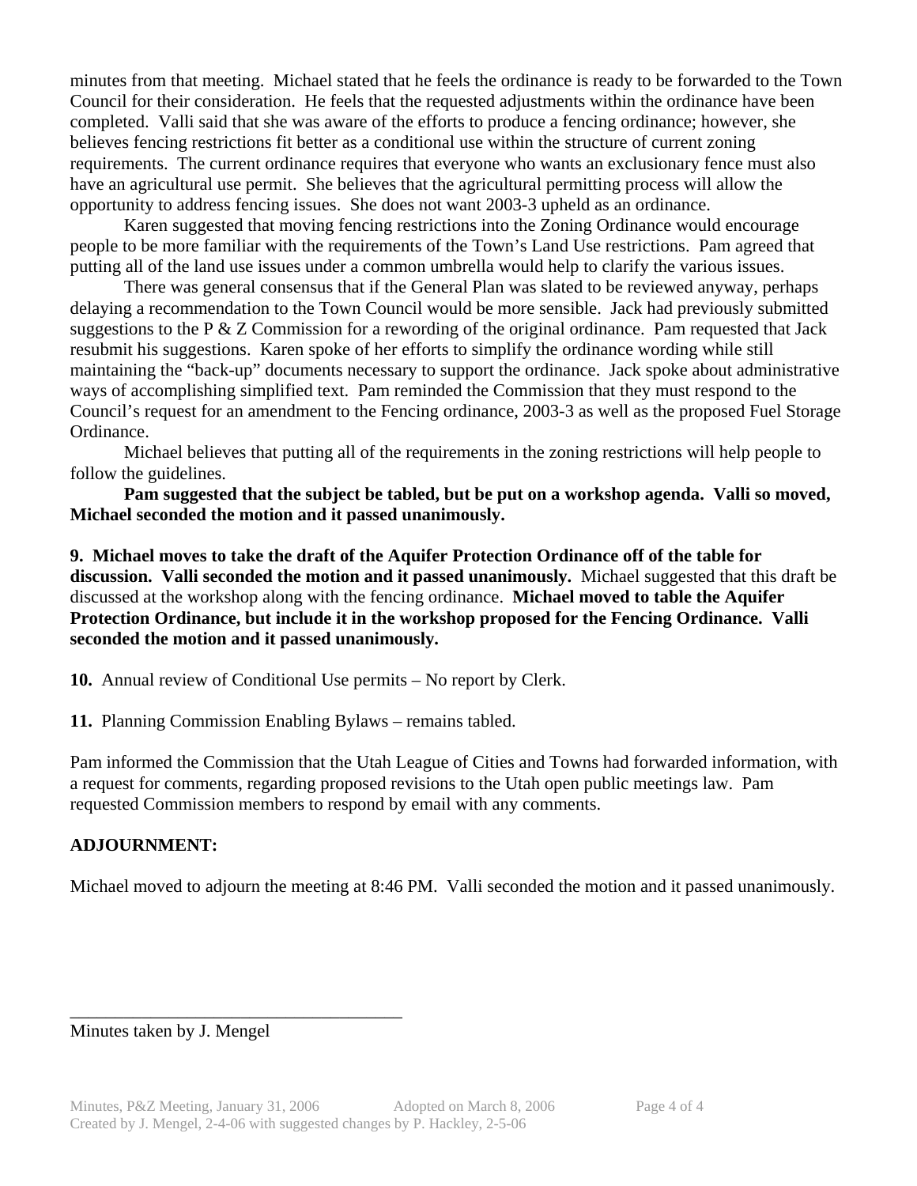minutes from that meeting. Michael stated that he feels the ordinance is ready to be forwarded to the Town Council for their consideration. He feels that the requested adjustments within the ordinance have been completed. Valli said that she was aware of the efforts to produce a fencing ordinance; however, she believes fencing restrictions fit better as a conditional use within the structure of current zoning requirements. The current ordinance requires that everyone who wants an exclusionary fence must also have an agricultural use permit. She believes that the agricultural permitting process will allow the opportunity to address fencing issues. She does not want 2003-3 upheld as an ordinance.

Karen suggested that moving fencing restrictions into the Zoning Ordinance would encourage people to be more familiar with the requirements of the Town's Land Use restrictions. Pam agreed that putting all of the land use issues under a common umbrella would help to clarify the various issues.

There was general consensus that if the General Plan was slated to be reviewed anyway, perhaps delaying a recommendation to the Town Council would be more sensible. Jack had previously submitted suggestions to the P & Z Commission for a rewording of the original ordinance. Pam requested that Jack resubmit his suggestions. Karen spoke of her efforts to simplify the ordinance wording while still maintaining the "back-up" documents necessary to support the ordinance. Jack spoke about administrative ways of accomplishing simplified text. Pam reminded the Commission that they must respond to the Council's request for an amendment to the Fencing ordinance, 2003-3 as well as the proposed Fuel Storage Ordinance.

Michael believes that putting all of the requirements in the zoning restrictions will help people to follow the guidelines.

**Pam suggested that the subject be tabled, but be put on a workshop agenda. Valli so moved, Michael seconded the motion and it passed unanimously.**

**9. Michael moves to take the draft of the Aquifer Protection Ordinance off of the table for discussion. Valli seconded the motion and it passed unanimously.** Michael suggested that this draft be discussed at the workshop along with the fencing ordinance. **Michael moved to table the Aquifer Protection Ordinance, but include it in the workshop proposed for the Fencing Ordinance. Valli seconded the motion and it passed unanimously.**

**10.** Annual review of Conditional Use permits – No report by Clerk.

**11.** Planning Commission Enabling Bylaws – remains tabled.

Pam informed the Commission that the Utah League of Cities and Towns had forwarded information, with a request for comments, regarding proposed revisions to the Utah open public meetings law. Pam requested Commission members to respond by email with any comments.

**ADJOURNMENT:**

Michael moved to adjourn the meeting at 8:46 PM. Valli seconded the motion and it passed unanimously.

\_\_\_\_\_\_\_\_\_\_\_\_\_\_\_\_\_\_\_\_\_\_\_\_\_\_\_\_\_\_\_\_\_\_\_\_\_\_

Minutes taken by J. Mengel

Minutes, P&Z Meeting, January 31, 2006 Adopted on March 8, 2006

Created by J. Mengel, 2-4-06 with suggested changes by P. Hackley, 2-5-06